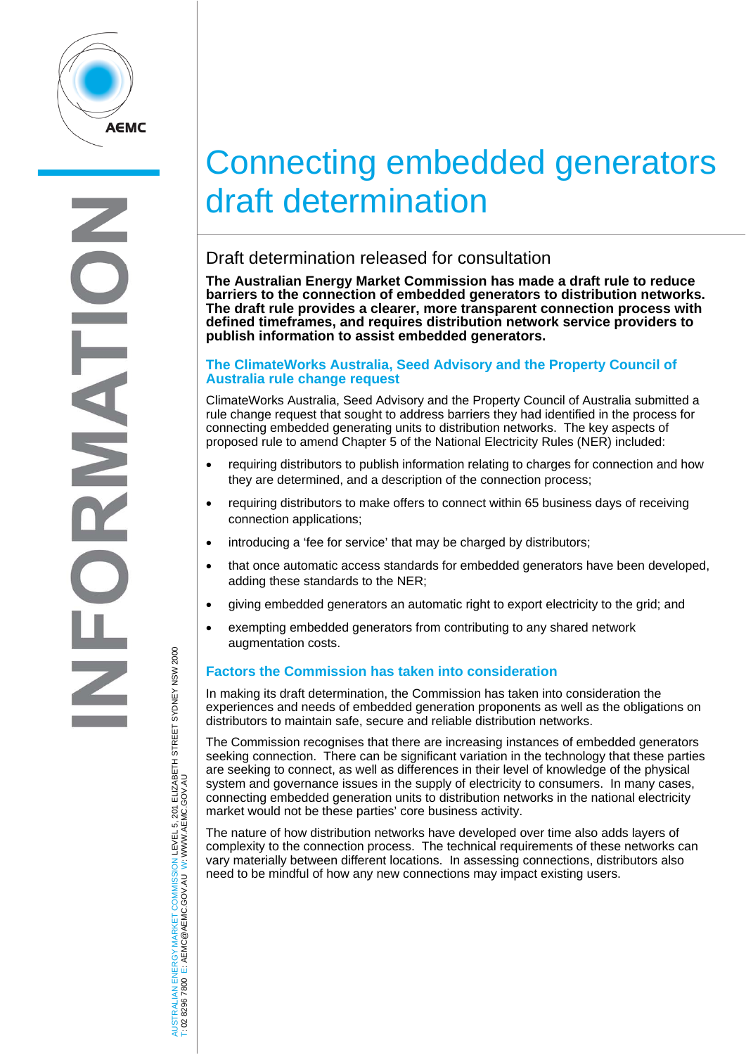# Connecting embedded generators draft determination

## Draft determination released for consultation

**The Australian Energy Market Commission has made a draft rule to reduce barriers to the connection of embedded generators to distribution networks. The draft rule provides a clearer, more transparent connection process with defined timeframes, and requires distribution network service providers to publish information to assist embedded generators.**

### The ClimateWorks Australia, Seed Advisory and the Property Council of Australia rule change request

ClimateWorks Australia, Seed Advisory and the Property Council of Australia submitted a rule change request that sought to address barriers they had identified in the process for connecting embedded generating units to distribution networks. The key aspects of proposed rule to amend Chapter 5 of the National Electricity Rules (NER) included:

- requiring distributors to publish information relating to charges for connection and how they are determined, and a description of the connection process;
- requiring distributors to make offers to connect within 65 business days of receiving connection applications;
- introducing a 'fee for service' that may be charged by distributors;
- that once automatic access standards for embedded generators have been developed, adding these standards to the NER;
- giving embedded generators an automatic right to export electricity to the grid; and
- exempting embedded generators from contributing to any shared network augmentation costs.

### Factors the Commission has taken into consideration

In making its draft determination, the Commission has taken into consideration the experiences and needs of embedded generation proponents as well as the obligations on distributors to maintain safe, secure and reliable distribution networks.

The Commission recognises that there are increasing instances of embedded generators seeking connection. There can be significant variation in the technology that these parties are seeking to connect, as well as differences in their level of knowledge of the physical system and governance issues in the supply of electricity to consumers. In many cases, connecting embedded generation units to distribution networks in the national electricity market would not be these parties' core business activity.

The nature of how distribution networks have developed over time also adds layers of complexity to the connection process. The technical requirements of these networks can vary materially between different locations. In assessing connections, distributors also need to be mindful of how any new connections may impact existing users.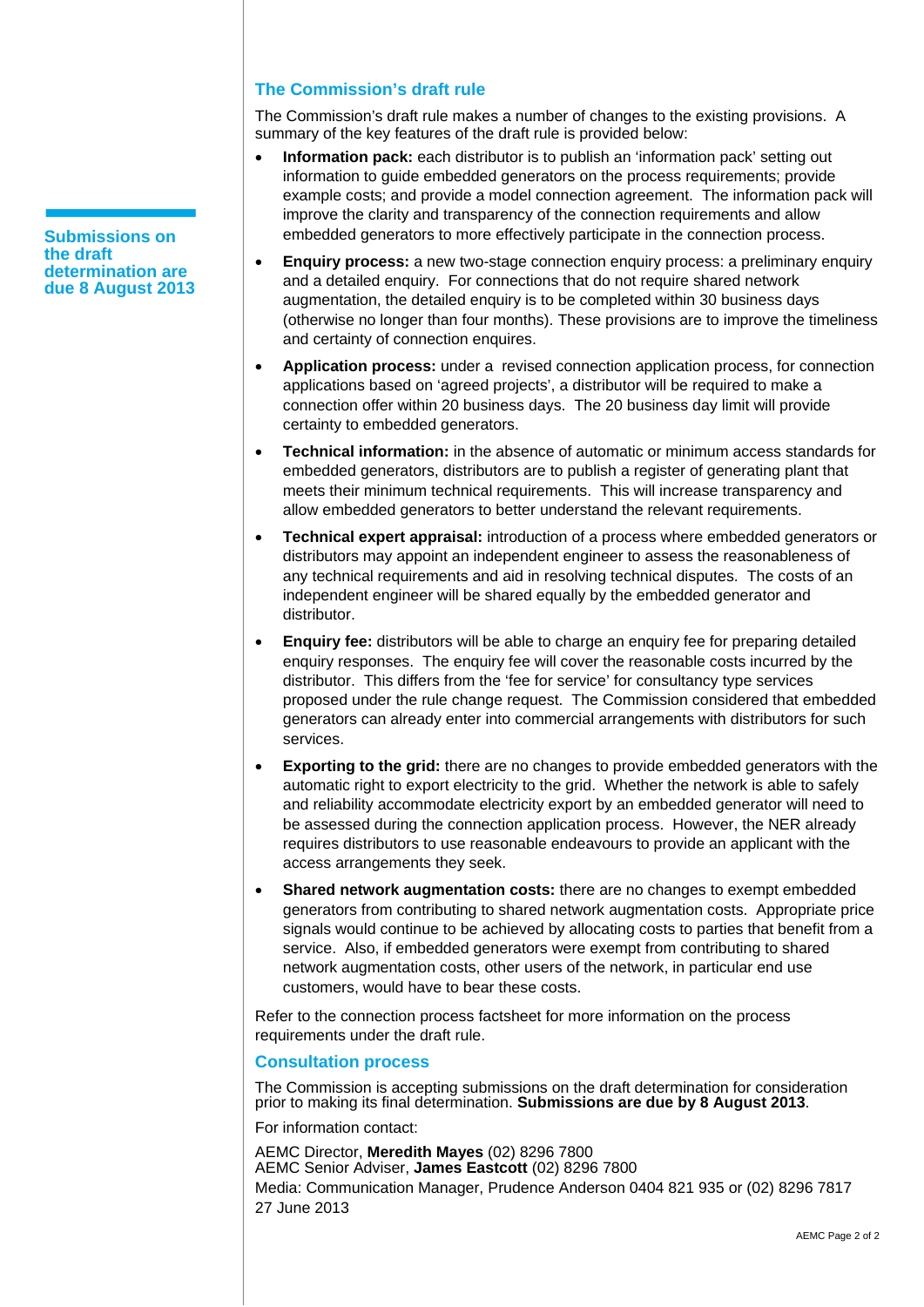## The Commission's draft rule

**Submissions on the draft determination are due 8 August 2013**

The Commission's draft rule makes a number of changes to the existing provisions. A summary of the key features of the draft rule is provided below:

- **Information pack:** each distributor is to publish an 'information pack' setting out information to guide embedded generators on the process requirements; provide example costs; and provide a model connection agreement. The information pack will improve the clarity and transparency of the connection requirements and allow embedded generators to more effectively participate in the connection process.
- **Enquiry process:** a new two-stage connection enquiry process: a preliminary enquiry and a detailed enquiry. For connections that do not require shared network augmentation, the detailed enquiry is to be completed within 30 business days (otherwise no longer than four months). These provisions are to improve the timeliness and certainty of connection enquires.
- **Application process:** under a revised connection application process, for connection applications based on 'agreed projects', a distributor will be required to make a connection offer within 20 business days. The 20 business day limit will provide certainty to embedded generators.
- **Technical information:** in the absence of automatic or minimum access standards for embedded generators, distributors are to publish a register of generating plant that meets their minimum technical requirements. This will increase transparency and allow embedded generators to better understand the relevant requirements.
- **Technical expert appraisal:** introduction of a process where embedded generators or distributors may appoint an independent engineer to assess the reasonableness of any technical requirements and aid in resolving technical disputes. The costs of an independent engineer will be shared equally by the embedded generator and distributor.
- **Enquiry fee:** distributors will be able to charge an enquiry fee for preparing detailed enquiry responses. The enquiry fee will cover the reasonable costs incurred by the distributor. This differs from the 'fee for service' for consultancy type services proposed under the rule change request. The Commission considered that embedded generators can already enter into commercial arrangements with distributors for such services.
- **Exporting to the grid:** there are no changes to provide embedded generators with the automatic right to export electricity to the grid. Whether the network is able to safely and reliability accommodate electricity export by an embedded generator will need to be assessed during the connection application process. However, the NER already requires distributors to use reasonable endeavours to provide an applicant with the access arrangements they seek.
- **Shared network augmentation costs:** there are no changes to exempt embedded generators from contributing to shared network augmentation costs. Appropriate price signals would continue to be achieved by allocating costs to parties that benefit from a service. Also, if embedded generators were exempt from contributing to shared network augmentation costs, other users of the network, in particular end use customers, would have to bear these costs.

Refer to the connection process factsheet for more information on the process requirements under the draft rule.

## Consultation process

The Commission is accepting submissions on the draft determination for consideration prior to making its final determination. **Submissions are due by 8 August 2013**.

For information contact:

AEMC Director, **Meredith Mayes** (02) 8296 7800
AEMC Senior Adviser, **James Eastcott** (02) 8296 7800

Media: Communication Manager, Prudence Anderson 0404 821 935 or (02) 8296 7817
27 June 2013